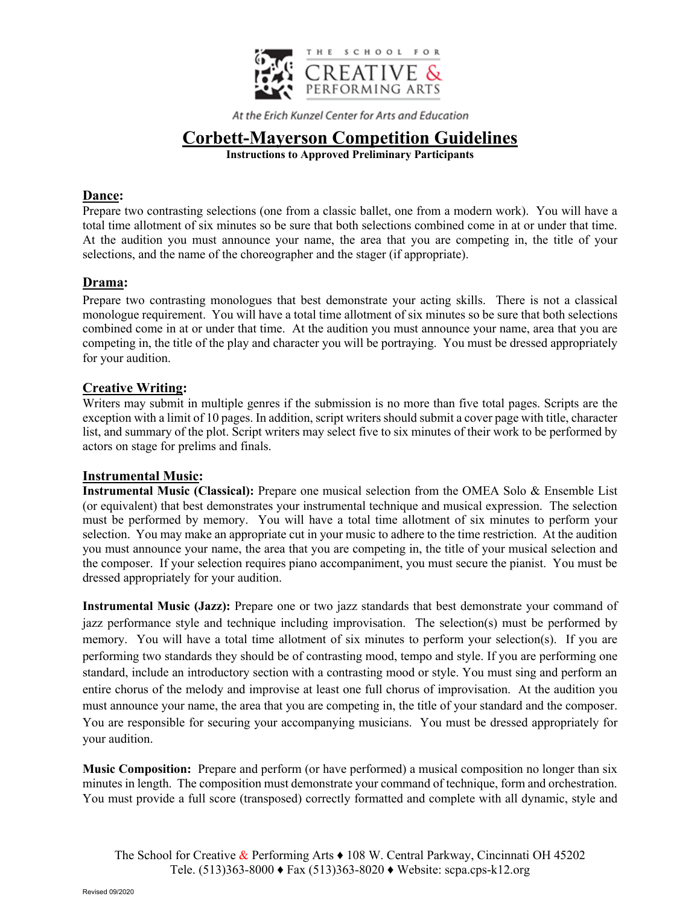THE SCHOOL FOR CREATIVE & PERFORMING ARTS

*At the Erich Kunzel Center for Arts and Education*

# Corbett-Mayerson Competition Guidelines

**Instructions to Approved Preliminary Participants**

## Dance:

Prepare two contrasting selections (one from a classic ballet, one from a modern work). You will have a total time allotment of six minutes so be sure that both selections combined come in at or under that time. At the audition you must announce your name, the area that you are competing in, the title of your selections, and the name of the choreographer and the stager (if appropriate).

## Drama:

Prepare two contrasting monologues that best demonstrate your acting skills. There is not a classical monologue requirement. You will have a total time allotment of six minutes so be sure that both selections combined come in at or under that time. At the audition you must announce your name, area that you are competing in, the title of the play and character you will be portraying. You must be dressed appropriately for your audition.

## Creative Writing:

Writers may submit in multiple genres if the submission is no more than five total pages. Scripts are the exception with a limit of 10 pages. In addition, script writers should submit a cover page with title, character list, and summary of the plot. Script writers may select five to six minutes of their work to be performed by actors on stage for prelims and finals.

## Instrumental Music:

**Instrumental Music (Classical):** Prepare one musical selection from the OMEA Solo & Ensemble List (or equivalent) that best demonstrates your instrumental technique and musical expression. The selection must be performed by memory. You will have a total time allotment of six minutes to perform your selection. You may make an appropriate cut in your music to adhere to the time restriction. At the audition you must announce your name, the area that you are competing in, the title of your musical selection and the composer. If your selection requires piano accompaniment, you must secure the pianist. You must be dressed appropriately for your audition.

**Instrumental Music (Jazz):** Prepare one or two jazz standards that best demonstrate your command of jazz performance style and technique including improvisation. The selection(s) must be performed by memory. You will have a total time allotment of six minutes to perform your selection(s). If you are performing two standards they should be of contrasting mood, tempo and style. If you are performing one standard, include an introductory section with a contrasting mood or style. You must sing and perform an entire chorus of the melody and improvise at least one full chorus of improvisation. At the audition you must announce your name, the area that you are competing in, the title of your standard and the composer. You are responsible for securing your accompanying musicians. You must be dressed appropriately for your audition.

**Music Composition:** Prepare and perform (or have performed) a musical composition no longer than six minutes in length. The composition must demonstrate your command of technique, form and orchestration. You must provide a full score (transposed) correctly formatted and complete with all dynamic, style and

The School for Creative & Performing Arts ♦ 108 W. Central Parkway, Cincinnati OH 45202
Tele. (513)363-8000 ♦ Fax (513)363-8020 ♦ Website: scpa.cps-k12.org

Revised 09/2020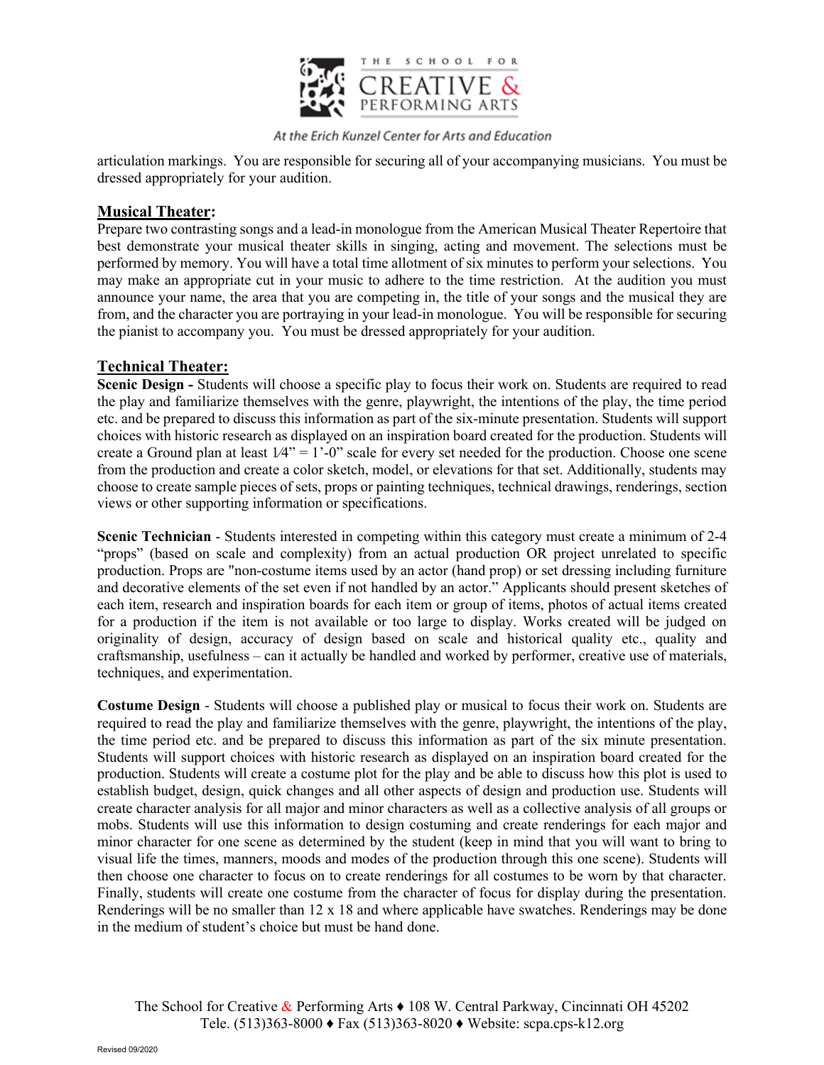articulation markings. You are responsible for securing all of your accompanying musicians. You must be dressed appropriately for your audition.

## Musical Theater:

Prepare two contrasting songs and a lead-in monologue from the American Musical Theater Repertoire that best demonstrate your musical theater skills in singing, acting and movement. The selections must be performed by memory. You will have a total time allotment of six minutes to perform your selections. You may make an appropriate cut in your music to adhere to the time restriction. At the audition you must announce your name, the area that you are competing in, the title of your songs and the musical they are from, and the character you are portraying in your lead-in monologue. You will be responsible for securing the pianist to accompany you. You must be dressed appropriately for your audition.

## Technical Theater:

**Scenic Design -** Students will choose a specific play to focus their work on. Students are required to read the play and familiarize themselves with the genre, playwright, the intentions of the play, the time period etc. and be prepared to discuss this information as part of the six-minute presentation. Students will support choices with historic research as displayed on an inspiration board created for the production. Students will create a Ground plan at least 1⁄4" = 1'-0" scale for every set needed for the production. Choose one scene from the production and create a color sketch, model, or elevations for that set. Additionally, students may choose to create sample pieces of sets, props or painting techniques, technical drawings, renderings, section views or other supporting information or specifications.

**Scenic Technician** - Students interested in competing within this category must create a minimum of 2-4 "props" (based on scale and complexity) from an actual production OR project unrelated to specific production. Props are "non-costume items used by an actor (hand prop) or set dressing including furniture and decorative elements of the set even if not handled by an actor." Applicants should present sketches of each item, research and inspiration boards for each item or group of items, photos of actual items created for a production if the item is not available or too large to display. Works created will be judged on originality of design, accuracy of design based on scale and historical quality etc., quality and craftsmanship, usefulness – can it actually be handled and worked by performer, creative use of materials, techniques, and experimentation.

**Costume Design** - Students will choose a published play or musical to focus their work on. Students are required to read the play and familiarize themselves with the genre, playwright, the intentions of the play, the time period etc. and be prepared to discuss this information as part of the six minute presentation. Students will support choices with historic research as displayed on an inspiration board created for the production. Students will create a costume plot for the play and be able to discuss how this plot is used to establish budget, design, quick changes and all other aspects of design and production use. Students will create character analysis for all major and minor characters as well as a collective analysis of all groups or mobs. Students will use this information to design costuming and create renderings for each major and minor character for one scene as determined by the student (keep in mind that you will want to bring to visual life the times, manners, moods and modes of the production through this one scene). Students will then choose one character to focus on to create renderings for all costumes to be worn by that character. Finally, students will create one costume from the character of focus for display during the presentation. Renderings will be no smaller than 12 x 18 and where applicable have swatches. Renderings may be done in the medium of student's choice but must be hand done.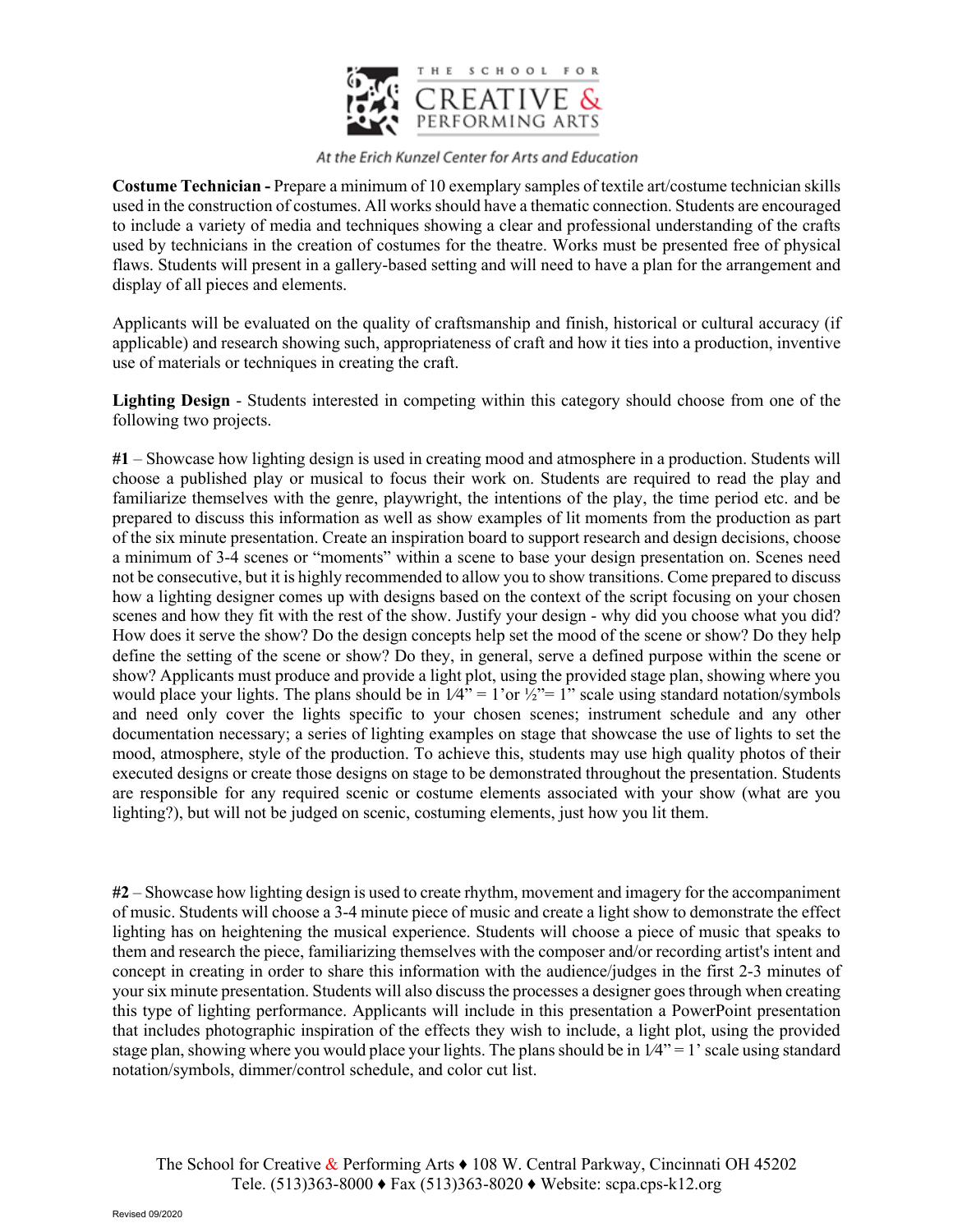**Costume Technician -** Prepare a minimum of 10 exemplary samples of textile art/costume technician skills used in the construction of costumes. All works should have a thematic connection. Students are encouraged to include a variety of media and techniques showing a clear and professional understanding of the crafts used by technicians in the creation of costumes for the theatre. Works must be presented free of physical flaws. Students will present in a gallery-based setting and will need to have a plan for the arrangement and display of all pieces and elements.

Applicants will be evaluated on the quality of craftsmanship and finish, historical or cultural accuracy (if applicable) and research showing such, appropriateness of craft and how it ties into a production, inventive use of materials or techniques in creating the craft.

**Lighting Design** - Students interested in competing within this category should choose from one of the following two projects.

**#1** – Showcase how lighting design is used in creating mood and atmosphere in a production. Students will choose a published play or musical to focus their work on. Students are required to read the play and familiarize themselves with the genre, playwright, the intentions of the play, the time period etc. and be prepared to discuss this information as well as show examples of lit moments from the production as part of the six minute presentation. Create an inspiration board to support research and design decisions, choose a minimum of 3-4 scenes or "moments" within a scene to base your design presentation on. Scenes need not be consecutive, but it is highly recommended to allow you to show transitions. Come prepared to discuss how a lighting designer comes up with designs based on the context of the script focusing on your chosen scenes and how they fit with the rest of the show. Justify your design - why did you choose what you did? How does it serve the show? Do the design concepts help set the mood of the scene or show? Do they help define the setting of the scene or show? Do they, in general, serve a defined purpose within the scene or show? Applicants must produce and provide a light plot, using the provided stage plan, showing where you would place your lights. The plans should be in 1⁄4" = 1'or ½"= 1" scale using standard notation/symbols and need only cover the lights specific to your chosen scenes; instrument schedule and any other documentation necessary; a series of lighting examples on stage that showcase the use of lights to set the mood, atmosphere, style of the production. To achieve this, students may use high quality photos of their executed designs or create those designs on stage to be demonstrated throughout the presentation. Students are responsible for any required scenic or costume elements associated with your show (what are you lighting?), but will not be judged on scenic, costuming elements, just how you lit them.

**#2** – Showcase how lighting design is used to create rhythm, movement and imagery for the accompaniment of music. Students will choose a 3-4 minute piece of music and create a light show to demonstrate the effect lighting has on heightening the musical experience. Students will choose a piece of music that speaks to them and research the piece, familiarizing themselves with the composer and/or recording artist's intent and concept in creating in order to share this information with the audience/judges in the first 2-3 minutes of your six minute presentation. Students will also discuss the processes a designer goes through when creating this type of lighting performance. Applicants will include in this presentation a PowerPoint presentation that includes photographic inspiration of the effects they wish to include, a light plot, using the provided stage plan, showing where you would place your lights. The plans should be in 1⁄4" = 1' scale using standard notation/symbols, dimmer/control schedule, and color cut list.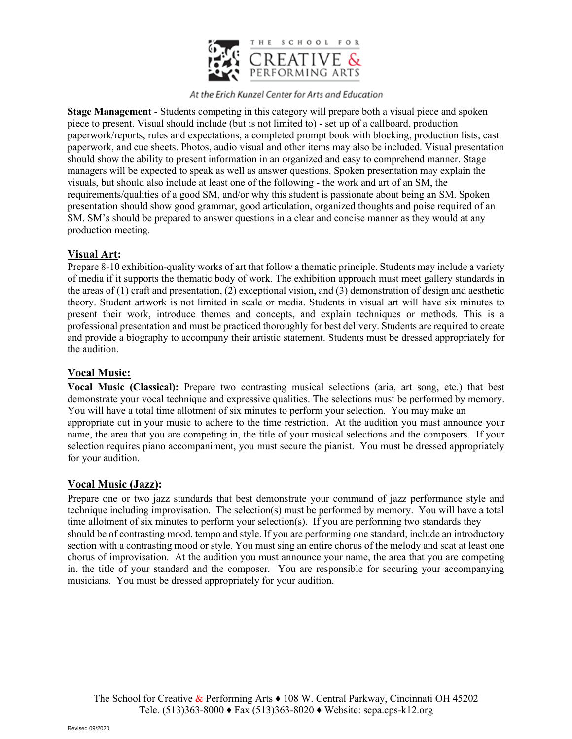**Stage Management** - Students competing in this category will prepare both a visual piece and spoken piece to present. Visual should include (but is not limited to) - set up of a callboard, production paperwork/reports, rules and expectations, a completed prompt book with blocking, production lists, cast paperwork, and cue sheets. Photos, audio visual and other items may also be included. Visual presentation should show the ability to present information in an organized and easy to comprehend manner. Stage managers will be expected to speak as well as answer questions. Spoken presentation may explain the visuals, but should also include at least one of the following - the work and art of an SM, the requirements/qualities of a good SM, and/or why this student is passionate about being an SM. Spoken presentation should show good grammar, good articulation, organized thoughts and poise required of an SM. SM's should be prepared to answer questions in a clear and concise manner as they would at any production meeting.

## Visual Art:

Prepare 8-10 exhibition-quality works of art that follow a thematic principle. Students may include a variety of media if it supports the thematic body of work. The exhibition approach must meet gallery standards in the areas of (1) craft and presentation, (2) exceptional vision, and (3) demonstration of design and aesthetic theory. Student artwork is not limited in scale or media. Students in visual art will have six minutes to present their work, introduce themes and concepts, and explain techniques or methods. This is a professional presentation and must be practiced thoroughly for best delivery. Students are required to create and provide a biography to accompany their artistic statement. Students must be dressed appropriately for the audition.

## Vocal Music:

**Vocal Music (Classical):** Prepare two contrasting musical selections (aria, art song, etc.) that best demonstrate your vocal technique and expressive qualities. The selections must be performed by memory. You will have a total time allotment of six minutes to perform your selection. You may make an appropriate cut in your music to adhere to the time restriction. At the audition you must announce your name, the area that you are competing in, the title of your musical selections and the composers. If your selection requires piano accompaniment, you must secure the pianist. You must be dressed appropriately for your audition.

## Vocal Music (Jazz):

Prepare one or two jazz standards that best demonstrate your command of jazz performance style and technique including improvisation. The selection(s) must be performed by memory. You will have a total time allotment of six minutes to perform your selection(s). If you are performing two standards they should be of contrasting mood, tempo and style. If you are performing one standard, include an introductory section with a contrasting mood or style. You must sing an entire chorus of the melody and scat at least one chorus of improvisation. At the audition you must announce your name, the area that you are competing in, the title of your standard and the composer. You are responsible for securing your accompanying musicians. You must be dressed appropriately for your audition.